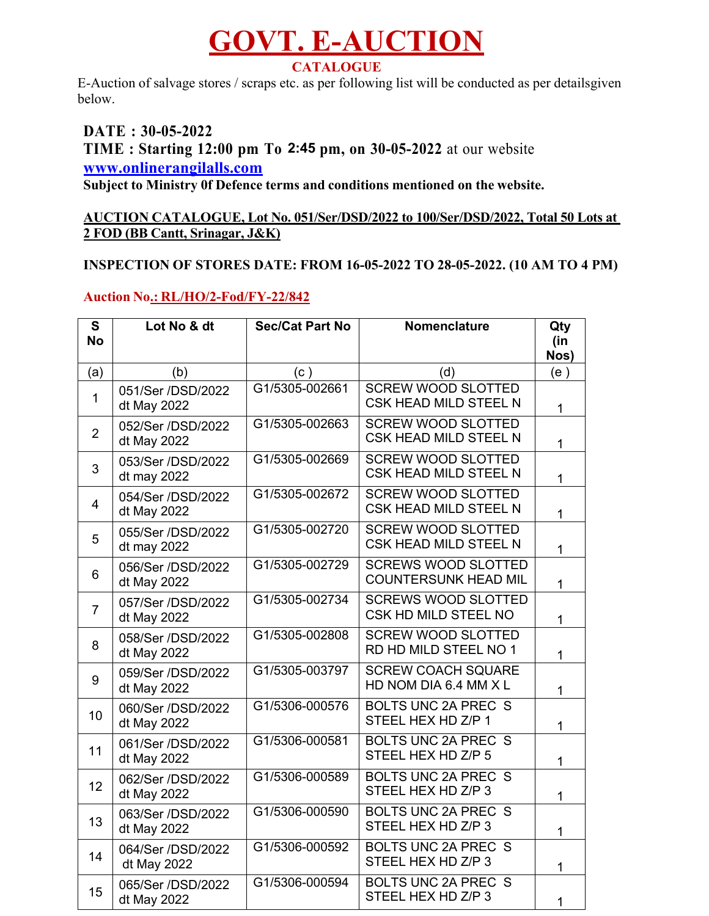# GOVT. E-AUCTION

## CATALOGUE

E-Auction of salvage stores / scraps etc. as per following list will be conducted as per detailsgiven below.

**DATE : 30-05-2022**

**TIME : Starting 12:00 pm To 2:45 pm, on 30-05-2022** at our website **www.onlinerangilalls.com**

**Subject to Ministry 0f Defence terms and conditions mentioned on the website.**

**AUCTION CATALOGUE, Lot No. 051/Ser/DSD/2022 to 100/Ser/DSD/2022, Total 50 Lots at 2 FOD (BB Cantt, Srinagar, J&K)**

**INSPECTION OF STORES DATE: FROM 16-05-2022 TO 28-05-2022. (10 AM TO 4 PM)**

**Auction No.: RL/HO/2-Fod/FY-22/842**

| S No | Lot No & dt | Sec/Cat Part No | Nomenclature | Qty (in Nos) |
|---|---|---|---|---|
| (a) | (b) | (c ) | (d) | (e ) |
| 1 | 051/Ser /DSD/2022 dt May 2022 | G1/5305-002661 | SCREW WOOD SLOTTED CSK HEAD MILD STEEL N | 1 |
| 2 | 052/Ser /DSD/2022 dt May 2022 | G1/5305-002663 | SCREW WOOD SLOTTED CSK HEAD MILD STEEL N | 1 |
| 3 | 053/Ser /DSD/2022 dt may 2022 | G1/5305-002669 | SCREW WOOD SLOTTED CSK HEAD MILD STEEL N | 1 |
| 4 | 054/Ser /DSD/2022 dt May 2022 | G1/5305-002672 | SCREW WOOD SLOTTED CSK HEAD MILD STEEL N | 1 |
| 5 | 055/Ser /DSD/2022 dt may 2022 | G1/5305-002720 | SCREW WOOD SLOTTED CSK HEAD MILD STEEL N | 1 |
| 6 | 056/Ser /DSD/2022 dt May 2022 | G1/5305-002729 | SCREWS WOOD SLOTTED COUNTERSUNK HEAD MIL | 1 |
| 7 | 057/Ser /DSD/2022 dt May 2022 | G1/5305-002734 | SCREWS WOOD SLOTTED CSK HD MILD STEEL NO | 1 |
| 8 | 058/Ser /DSD/2022 dt May 2022 | G1/5305-002808 | SCREW WOOD SLOTTED RD HD MILD STEEL NO 1 | 1 |
| 9 | 059/Ser /DSD/2022 dt May 2022 | G1/5305-003797 | SCREW COACH SQUARE HD NOM DIA 6.4 MM X L | 1 |
| 10 | 060/Ser /DSD/2022 dt May 2022 | G1/5306-000576 | BOLTS UNC 2A PREC S STEEL HEX HD Z/P 1 | 1 |
| 11 | 061/Ser /DSD/2022 dt May 2022 | G1/5306-000581 | BOLTS UNC 2A PREC S STEEL HEX HD Z/P 5 | 1 |
| 12 | 062/Ser /DSD/2022 dt May 2022 | G1/5306-000589 | BOLTS UNC 2A PREC S STEEL HEX HD Z/P 3 | 1 |
| 13 | 063/Ser /DSD/2022 dt May 2022 | G1/5306-000590 | BOLTS UNC 2A PREC S STEEL HEX HD Z/P 3 | 1 |
| 14 | 064/Ser /DSD/2022 dt May 2022 | G1/5306-000592 | BOLTS UNC 2A PREC S STEEL HEX HD Z/P 3 | 1 |
| 15 | 065/Ser /DSD/2022 dt May 2022 | G1/5306-000594 | BOLTS UNC 2A PREC S STEEL HEX HD Z/P 3 | 1 |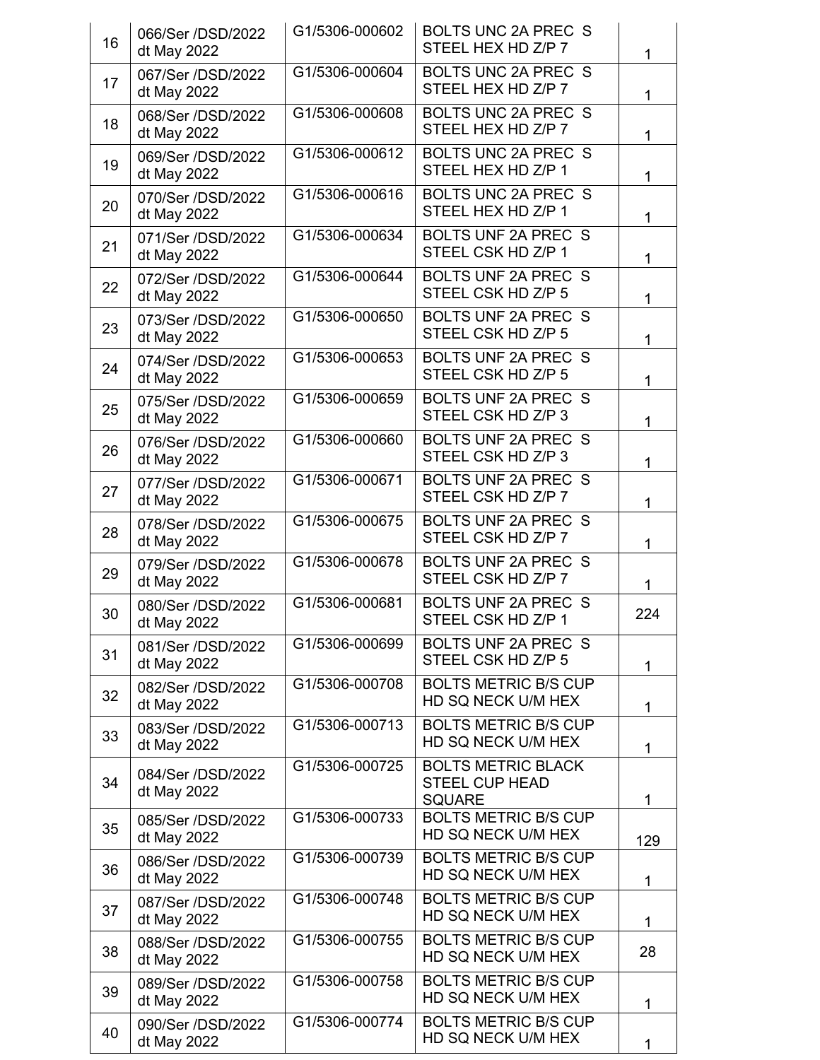| 16 | 066/Ser /DSD/2022 dt May 2022 | G1/5306-000602 | BOLTS UNC 2A PREC S STEEL HEX HD Z/P 7 | 1 |
|---|---|---|---|---|
| 17 | 067/Ser /DSD/2022 dt May 2022 | G1/5306-000604 | BOLTS UNC 2A PREC S STEEL HEX HD Z/P 7 | 1 |
| 18 | 068/Ser /DSD/2022 dt May 2022 | G1/5306-000608 | BOLTS UNC 2A PREC S STEEL HEX HD Z/P 7 | 1 |
| 19 | 069/Ser /DSD/2022 dt May 2022 | G1/5306-000612 | BOLTS UNC 2A PREC S STEEL HEX HD Z/P 1 | 1 |
| 20 | 070/Ser /DSD/2022 dt May 2022 | G1/5306-000616 | BOLTS UNC 2A PREC S STEEL HEX HD Z/P 1 | 1 |
| 21 | 071/Ser /DSD/2022 dt May 2022 | G1/5306-000634 | BOLTS UNF 2A PREC S STEEL CSK HD Z/P 1 | 1 |
| 22 | 072/Ser /DSD/2022 dt May 2022 | G1/5306-000644 | BOLTS UNF 2A PREC S STEEL CSK HD Z/P 5 | 1 |
| 23 | 073/Ser /DSD/2022 dt May 2022 | G1/5306-000650 | BOLTS UNF 2A PREC S STEEL CSK HD Z/P 5 | 1 |
| 24 | 074/Ser /DSD/2022 dt May 2022 | G1/5306-000653 | BOLTS UNF 2A PREC S STEEL CSK HD Z/P 5 | 1 |
| 25 | 075/Ser /DSD/2022 dt May 2022 | G1/5306-000659 | BOLTS UNF 2A PREC S STEEL CSK HD Z/P 3 | 1 |
| 26 | 076/Ser /DSD/2022 dt May 2022 | G1/5306-000660 | BOLTS UNF 2A PREC S STEEL CSK HD Z/P 3 | 1 |
| 27 | 077/Ser /DSD/2022 dt May 2022 | G1/5306-000671 | BOLTS UNF 2A PREC S STEEL CSK HD Z/P 7 | 1 |
| 28 | 078/Ser /DSD/2022 dt May 2022 | G1/5306-000675 | BOLTS UNF 2A PREC S STEEL CSK HD Z/P 7 | 1 |
| 29 | 079/Ser /DSD/2022 dt May 2022 | G1/5306-000678 | BOLTS UNF 2A PREC S STEEL CSK HD Z/P 7 | 1 |
| 30 | 080/Ser /DSD/2022 dt May 2022 | G1/5306-000681 | BOLTS UNF 2A PREC S STEEL CSK HD Z/P 1 | 224 |
| 31 | 081/Ser /DSD/2022 dt May 2022 | G1/5306-000699 | BOLTS UNF 2A PREC S STEEL CSK HD Z/P 5 | 1 |
| 32 | 082/Ser /DSD/2022 dt May 2022 | G1/5306-000708 | BOLTS METRIC B/S CUP HD SQ NECK U/M HEX | 1 |
| 33 | 083/Ser /DSD/2022 dt May 2022 | G1/5306-000713 | BOLTS METRIC B/S CUP HD SQ NECK U/M HEX | 1 |
| 34 | 084/Ser /DSD/2022 dt May 2022 | G1/5306-000725 | BOLTS METRIC BLACK STEEL CUP HEAD SQUARE | 1 |
| 35 | 085/Ser /DSD/2022 dt May 2022 | G1/5306-000733 | BOLTS METRIC B/S CUP HD SQ NECK U/M HEX | 129 |
| 36 | 086/Ser /DSD/2022 dt May 2022 | G1/5306-000739 | BOLTS METRIC B/S CUP HD SQ NECK U/M HEX | 1 |
| 37 | 087/Ser /DSD/2022 dt May 2022 | G1/5306-000748 | BOLTS METRIC B/S CUP HD SQ NECK U/M HEX | 1 |
| 38 | 088/Ser /DSD/2022 dt May 2022 | G1/5306-000755 | BOLTS METRIC B/S CUP HD SQ NECK U/M HEX | 28 |
| 39 | 089/Ser /DSD/2022 dt May 2022 | G1/5306-000758 | BOLTS METRIC B/S CUP HD SQ NECK U/M HEX | 1 |
| 40 | 090/Ser /DSD/2022 dt May 2022 | G1/5306-000774 | BOLTS METRIC B/S CUP HD SQ NECK U/M HEX | 1 |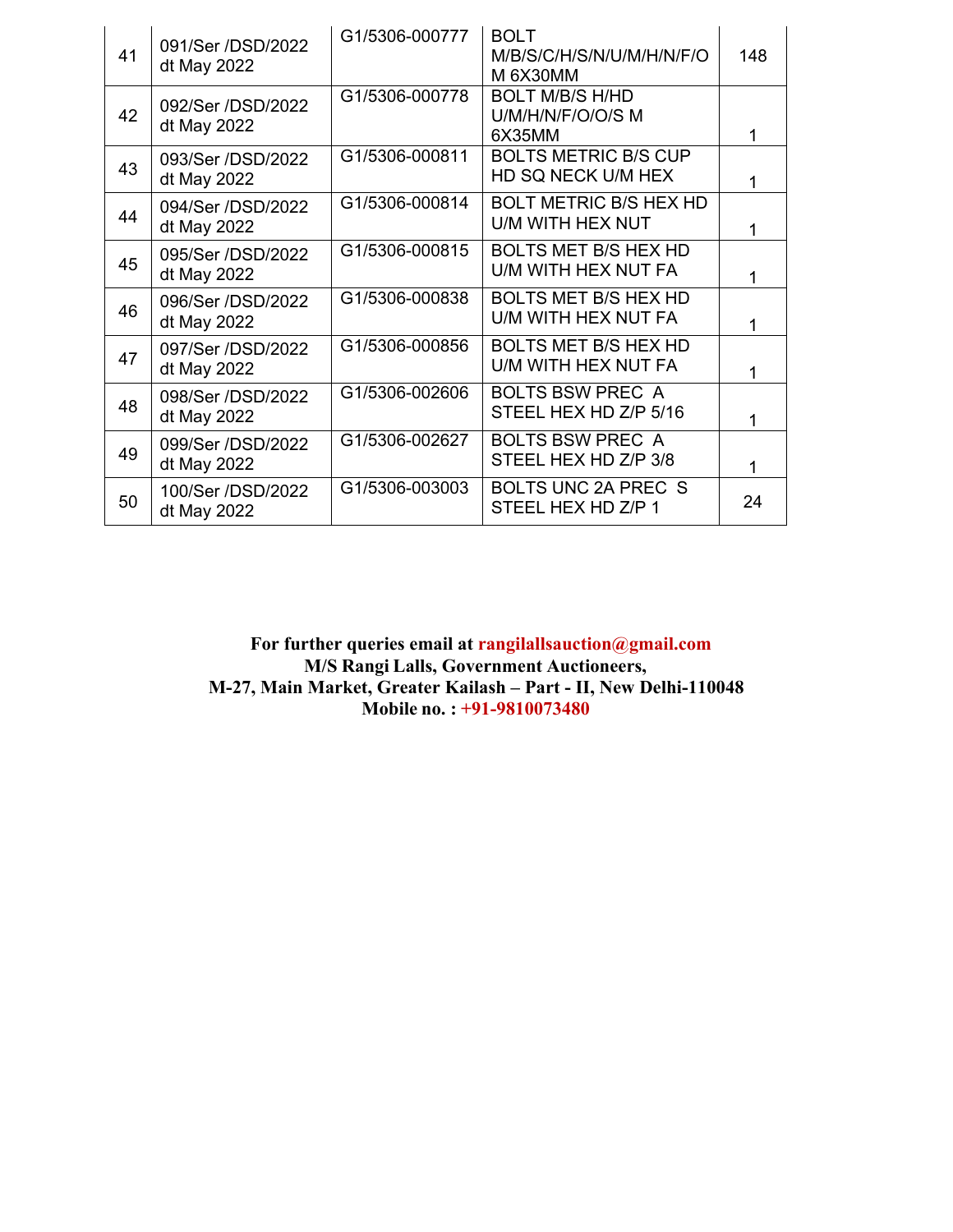| | | | | |
|---|---|---|---|---|
| 41 | 091/Ser /DSD/2022 dt May 2022 | G1/5306-000777 | BOLT M/B/S/C/H/S/N/U/M/H/N/F/O M 6X30MM | 148 |
| 42 | 092/Ser /DSD/2022 dt May 2022 | G1/5306-000778 | BOLT M/B/S H/HD U/M/H/N/F/O/O/S M 6X35MM | 1 |
| 43 | 093/Ser /DSD/2022 dt May 2022 | G1/5306-000811 | BOLTS METRIC B/S CUP HD SQ NECK U/M HEX | 1 |
| 44 | 094/Ser /DSD/2022 dt May 2022 | G1/5306-000814 | BOLT METRIC B/S HEX HD U/M WITH HEX NUT | 1 |
| 45 | 095/Ser /DSD/2022 dt May 2022 | G1/5306-000815 | BOLTS MET B/S HEX HD U/M WITH HEX NUT FA | 1 |
| 46 | 096/Ser /DSD/2022 dt May 2022 | G1/5306-000838 | BOLTS MET B/S HEX HD U/M WITH HEX NUT FA | 1 |
| 47 | 097/Ser /DSD/2022 dt May 2022 | G1/5306-000856 | BOLTS MET B/S HEX HD U/M WITH HEX NUT FA | 1 |
| 48 | 098/Ser /DSD/2022 dt May 2022 | G1/5306-002606 | BOLTS BSW PREC A STEEL HEX HD Z/P 5/16 | 1 |
| 49 | 099/Ser /DSD/2022 dt May 2022 | G1/5306-002627 | BOLTS BSW PREC A STEEL HEX HD Z/P 3/8 | 1 |
| 50 | 100/Ser /DSD/2022 dt May 2022 | G1/5306-003003 | BOLTS UNC 2A PREC S STEEL HEX HD Z/P 1 | 24 |

**For further queries email at rangilallsauction@gmail.com**
**M/S Rangi Lalls, Government Auctioneers,**
**M-27, Main Market, Greater Kailash – Part - II, New Delhi-110048**
**Mobile no. : +91-9810073480**